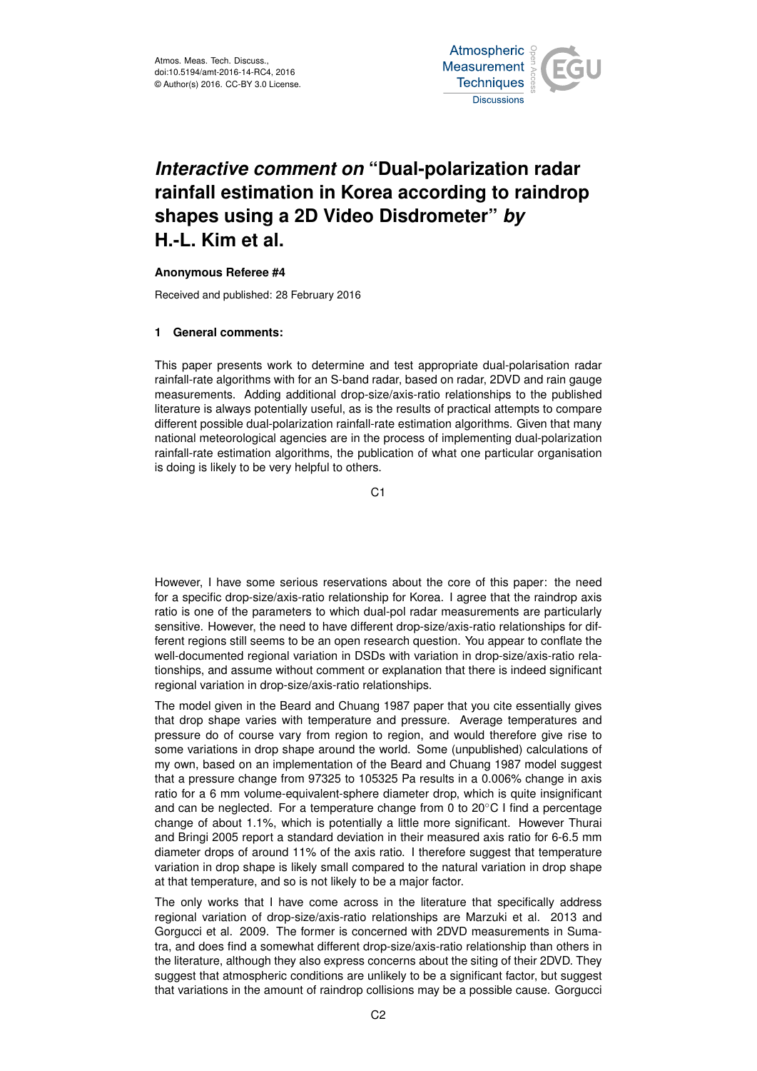# *Interactive comment on* "Dual-polarization radar rainfall estimation in Korea according to raindrop shapes using a 2D Video Disdrometer" *by* H.-L. Kim et al.

**Anonymous Referee #4**

Received and published: 28 February 2016

## 1 General comments:

This paper presents work to determine and test appropriate dual-polarisation radar rainfall-rate algorithms with for an S-band radar, based on radar, 2DVD and rain gauge measurements. Adding additional drop-size/axis-ratio relationships to the published literature is always potentially useful, as is the results of practical attempts to compare different possible dual-polarization rainfall-rate estimation algorithms. Given that many national meteorological agencies are in the process of implementing dual-polarization rainfall-rate estimation algorithms, the publication of what one particular organisation is doing is likely to be very helpful to others.

However, I have some serious reservations about the core of this paper: the need for a specific drop-size/axis-ratio relationship for Korea. I agree that the raindrop axis ratio is one of the parameters to which dual-pol radar measurements are particularly sensitive. However, the need to have different drop-size/axis-ratio relationships for different regions still seems to be an open research question. You appear to conflate the well-documented regional variation in DSDs with variation in drop-size/axis-ratio relationships, and assume without comment or explanation that there is indeed significant regional variation in drop-size/axis-ratio relationships.

The model given in the Beard and Chuang 1987 paper that you cite essentially gives that drop shape varies with temperature and pressure. Average temperatures and pressure do of course vary from region to region, and would therefore give rise to some variations in drop shape around the world. Some (unpublished) calculations of my own, based on an implementation of the Beard and Chuang 1987 model suggest that a pressure change from 97325 to 105325 Pa results in a 0.006% change in axis ratio for a 6 mm volume-equivalent-sphere diameter drop, which is quite insignificant and can be neglected. For a temperature change from 0 to 20°C I find a percentage change of about 1.1%, which is potentially a little more significant. However Thurai and Bringi 2005 report a standard deviation in their measured axis ratio for 6-6.5 mm diameter drops of around 11% of the axis ratio. I therefore suggest that temperature variation in drop shape is likely small compared to the natural variation in drop shape at that temperature, and so is not likely to be a major factor.

The only works that I have come across in the literature that specifically address regional variation of drop-size/axis-ratio relationships are Marzuki et al. 2013 and Gorgucci et al. 2009. The former is concerned with 2DVD measurements in Sumatra, and does find a somewhat different drop-size/axis-ratio relationship than others in the literature, although they also express concerns about the siting of their 2DVD. They suggest that atmospheric conditions are unlikely to be a significant factor, but suggest that variations in the amount of raindrop collisions may be a possible cause. Gorgucci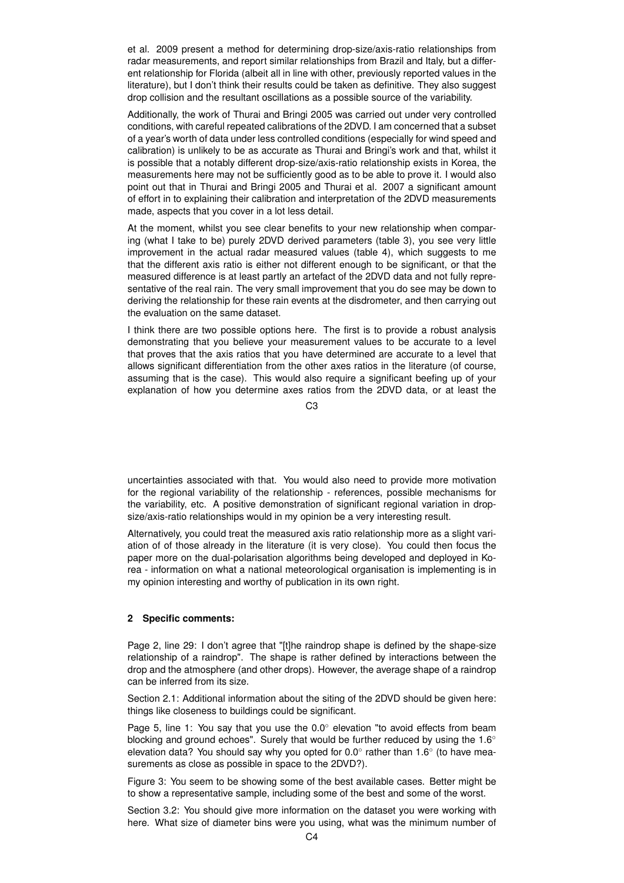et al. 2009 present a method for determining drop-size/axis-ratio relationships from radar measurements, and report similar relationships from Brazil and Italy, but a different relationship for Florida (albeit all in line with other, previously reported values in the literature), but I don't think their results could be taken as definitive. They also suggest drop collision and the resultant oscillations as a possible source of the variability.

Additionally, the work of Thurai and Bringi 2005 was carried out under very controlled conditions, with careful repeated calibrations of the 2DVD. I am concerned that a subset of a year's worth of data under less controlled conditions (especially for wind speed and calibration) is unlikely to be as accurate as Thurai and Bringi's work and that, whilst it is possible that a notably different drop-size/axis-ratio relationship exists in Korea, the measurements here may not be sufficiently good as to be able to prove it. I would also point out that in Thurai and Bringi 2005 and Thurai et al. 2007 a significant amount of effort in to explaining their calibration and interpretation of the 2DVD measurements made, aspects that you cover in a lot less detail.

At the moment, whilst you see clear benefits to your new relationship when comparing (what I take to be) purely 2DVD derived parameters (table 3), you see very little improvement in the actual radar measured values (table 4), which suggests to me that the different axis ratio is either not different enough to be significant, or that the measured difference is at least partly an artefact of the 2DVD data and not fully representative of the real rain. The very small improvement that you do see may be down to deriving the relationship for these rain events at the disdrometer, and then carrying out the evaluation on the same dataset.

I think there are two possible options here. The first is to provide a robust analysis demonstrating that you believe your measurement values to be accurate to a level that proves that the axis ratios that you have determined are accurate to a level that allows significant differentiation from the other axes ratios in the literature (of course, assuming that is the case). This would also require a significant beefing up of your explanation of how you determine axes ratios from the 2DVD data, or at least the uncertainties associated with that. You would also need to provide more motivation for the regional variability of the relationship - references, possible mechanisms for the variability, etc. A positive demonstration of significant regional variation in drop-size/axis-ratio relationships would in my opinion be a very interesting result.

Alternatively, you could treat the measured axis ratio relationship more as a slight variation of of those already in the literature (it is very close). You could then focus the paper more on the dual-polarisation algorithms being developed and deployed in Korea - information on what a national meteorological organisation is implementing is in my opinion interesting and worthy of publication in its own right.

## 2 Specific comments:

Page 2, line 29: I don't agree that "[t]he raindrop shape is defined by the shape-size relationship of a raindrop". The shape is rather defined by interactions between the drop and the atmosphere (and other drops). However, the average shape of a raindrop can be inferred from its size.

Section 2.1: Additional information about the siting of the 2DVD should be given here: things like closeness to buildings could be significant.

Page 5, line 1: You say that you use the 0.0° elevation "to avoid effects from beam blocking and ground echoes". Surely that would be further reduced by using the 1.6° elevation data? You should say why you opted for 0.0° rather than 1.6° (to have measurements as close as possible in space to the 2DVD?).

Figure 3: You seem to be showing some of the best available cases. Better might be to show a representative sample, including some of the best and some of the worst.

Section 3.2: You should give more information on the dataset you were working with here. What size of diameter bins were you using, what was the minimum number of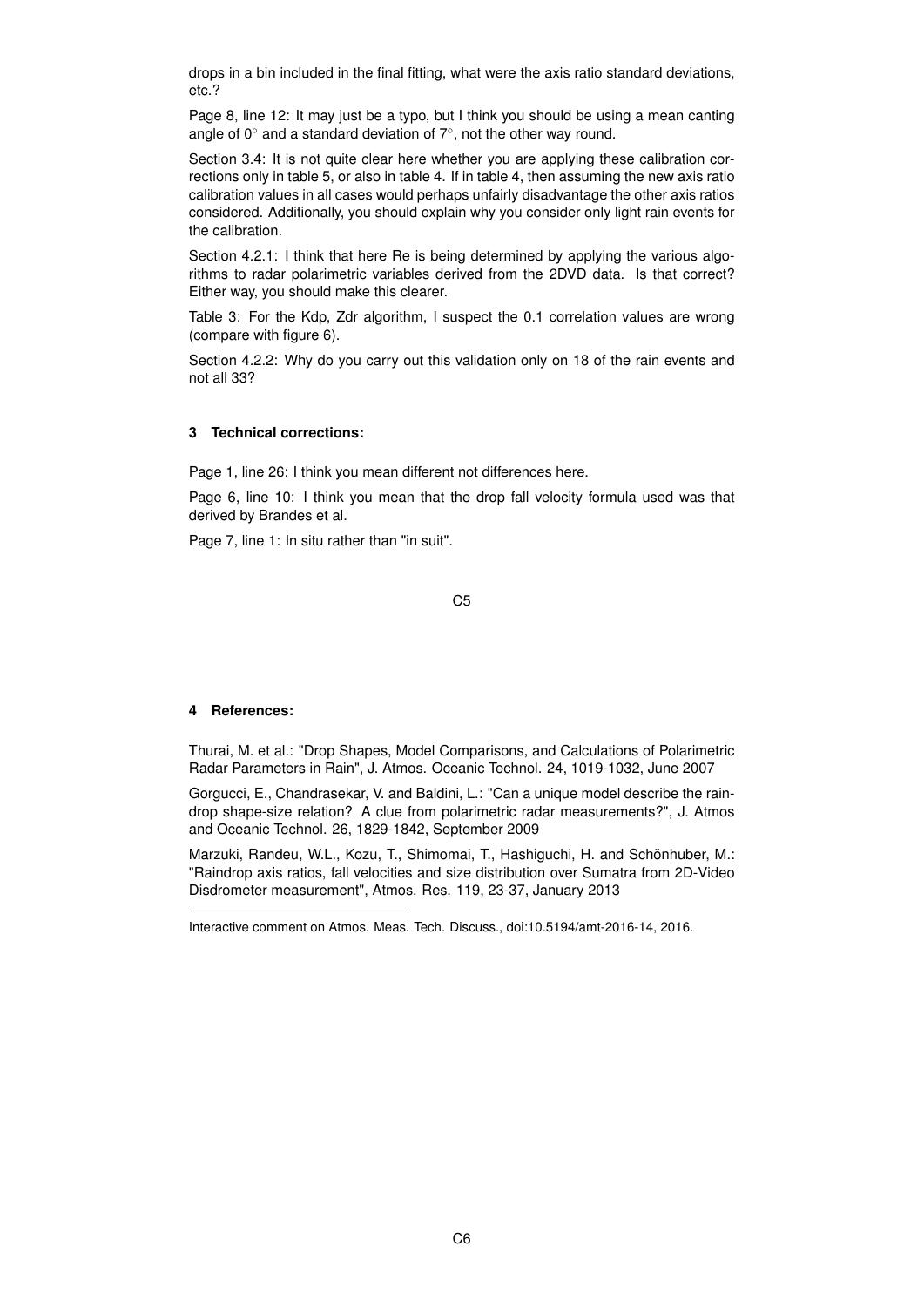drops in a bin included in the final fitting, what were the axis ratio standard deviations, etc.?

Page 8, line 12: It may just be a typo, but I think you should be using a mean canting angle of 0° and a standard deviation of 7°, not the other way round.

Section 3.4: It is not quite clear here whether you are applying these calibration corrections only in table 5, or also in table 4. If in table 4, then assuming the new axis ratio calibration values in all cases would perhaps unfairly disadvantage the other axis ratios considered. Additionally, you should explain why you consider only light rain events for the calibration.

Section 4.2.1: I think that here Re is being determined by applying the various algorithms to radar polarimetric variables derived from the 2DVD data. Is that correct? Either way, you should make this clearer.

Table 3: For the Kdp, Zdr algorithm, I suspect the 0.1 correlation values are wrong (compare with figure 6).

Section 4.2.2: Why do you carry out this validation only on 18 of the rain events and not all 33?

## 3 Technical corrections:

Page 1, line 26: I think you mean different not differences here.

Page 6, line 10: I think you mean that the drop fall velocity formula used was that derived by Brandes et al.

Page 7, line 1: In situ rather than "in suit".

## 4 References:

Thurai, M. et al.: "Drop Shapes, Model Comparisons, and Calculations of Polarimetric Radar Parameters in Rain", J. Atmos. Oceanic Technol. 24, 1019-1032, June 2007

Gorgucci, E., Chandrasekar, V. and Baldini, L.: "Can a unique model describe the raindrop shape-size relation? A clue from polarimetric radar measurements?", J. Atmos and Oceanic Technol. 26, 1829-1842, September 2009

Marzuki, Randeu, W.L., Kozu, T., Shimomai, T., Hashiguchi, H. and Schönhuber, M.: "Raindrop axis ratios, fall velocities and size distribution over Sumatra from 2D-Video Disdrometer measurement", Atmos. Res. 119, 23-37, January 2013

---

Interactive comment on Atmos. Meas. Tech. Discuss., doi:10.5194/amt-2016-14, 2016.